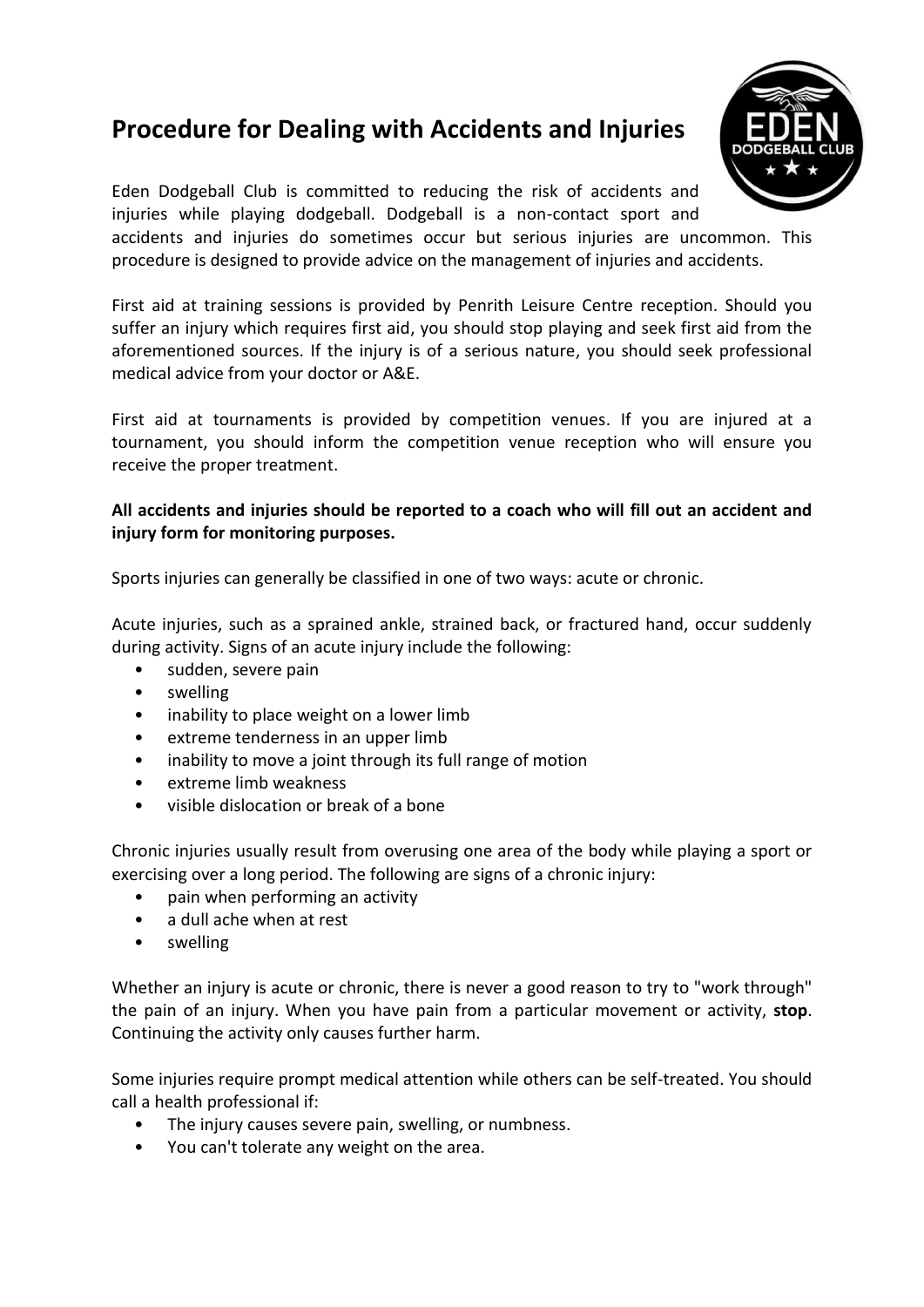# Procedure for Dealing with Accidents and Injuries

Eden Dodgeball Club is committed to reducing the risk of accidents and injuries while playing dodgeball. Dodgeball is a non-contact sport and accidents and injuries do sometimes occur but serious injuries are uncommon. This procedure is designed to provide advice on the management of injuries and accidents.

First aid at training sessions is provided by Penrith Leisure Centre reception. Should you suffer an injury which requires first aid, you should stop playing and seek first aid from the aforementioned sources. If the injury is of a serious nature, you should seek professional medical advice from your doctor or A&E.

First aid at tournaments is provided by competition venues. If you are injured at a tournament, you should inform the competition venue reception who will ensure you receive the proper treatment.

**All accidents and injuries should be reported to a coach who will fill out an accident and injury form for monitoring purposes.**

Sports injuries can generally be classified in one of two ways: acute or chronic.

Acute injuries, such as a sprained ankle, strained back, or fractured hand, occur suddenly during activity. Signs of an acute injury include the following:

- sudden, severe pain
- swelling
- inability to place weight on a lower limb
- extreme tenderness in an upper limb
- inability to move a joint through its full range of motion
- extreme limb weakness
- visible dislocation or break of a bone

Chronic injuries usually result from overusing one area of the body while playing a sport or exercising over a long period. The following are signs of a chronic injury:

- pain when performing an activity
- a dull ache when at rest
- swelling

Whether an injury is acute or chronic, there is never a good reason to try to "work through" the pain of an injury. When you have pain from a particular movement or activity, **stop**. Continuing the activity only causes further harm.

Some injuries require prompt medical attention while others can be self-treated. You should call a health professional if:

- The injury causes severe pain, swelling, or numbness.
- You can't tolerate any weight on the area.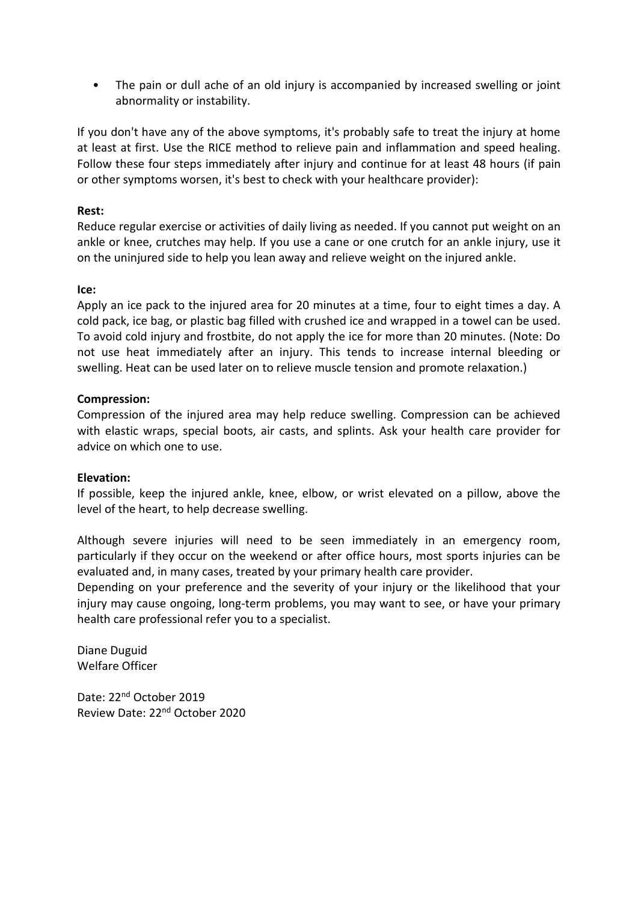- The pain or dull ache of an old injury is accompanied by increased swelling or joint abnormality or instability.

If you don't have any of the above symptoms, it's probably safe to treat the injury at home at least at first. Use the RICE method to relieve pain and inflammation and speed healing. Follow these four steps immediately after injury and continue for at least 48 hours (if pain or other symptoms worsen, it's best to check with your healthcare provider):

**Rest:**
Reduce regular exercise or activities of daily living as needed. If you cannot put weight on an ankle or knee, crutches may help. If you use a cane or one crutch for an ankle injury, use it on the uninjured side to help you lean away and relieve weight on the injured ankle.

**Ice:**
Apply an ice pack to the injured area for 20 minutes at a time, four to eight times a day. A cold pack, ice bag, or plastic bag filled with crushed ice and wrapped in a towel can be used. To avoid cold injury and frostbite, do not apply the ice for more than 20 minutes. (Note: Do not use heat immediately after an injury. This tends to increase internal bleeding or swelling. Heat can be used later on to relieve muscle tension and promote relaxation.)

**Compression:**
Compression of the injured area may help reduce swelling. Compression can be achieved with elastic wraps, special boots, air casts, and splints. Ask your health care provider for advice on which one to use.

**Elevation:**
If possible, keep the injured ankle, knee, elbow, or wrist elevated on a pillow, above the level of the heart, to help decrease swelling.

Although severe injuries will need to be seen immediately in an emergency room, particularly if they occur on the weekend or after office hours, most sports injuries can be evaluated and, in many cases, treated by your primary health care provider.
Depending on your preference and the severity of your injury or the likelihood that your injury may cause ongoing, long-term problems, you may want to see, or have your primary health care professional refer you to a specialist.

Diane Duguid
Welfare Officer

Date: 22nd October 2019
Review Date: 22nd October 2020